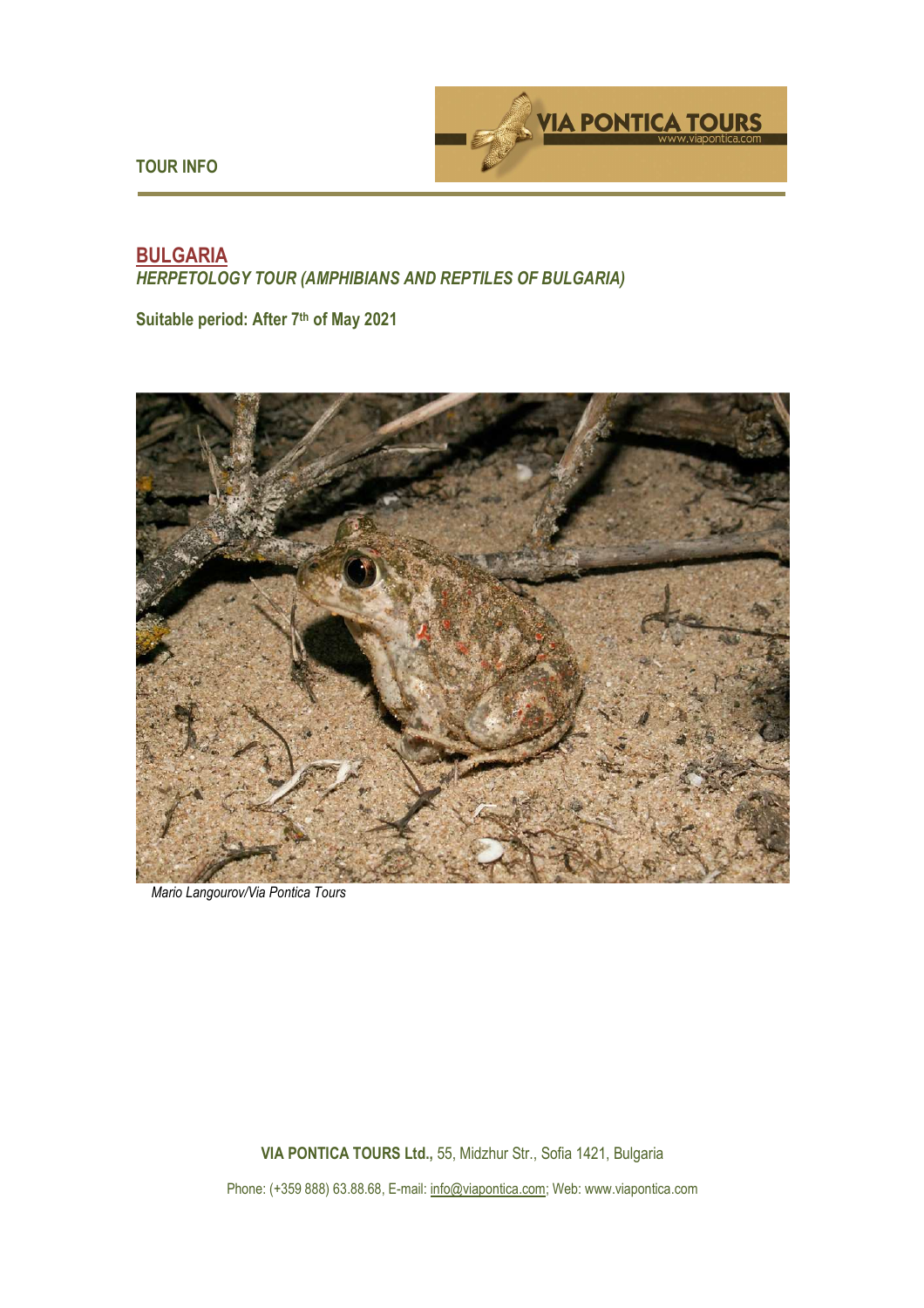TOUR INFO

## BULGARIA

***HERPETOLOGY TOUR (AMPHIBIANS AND REPTILES OF BULGARIA)***

**Suitable period: After 7th of May 2021**

*Mario Langourov/Via Pontica Tours*

**VIA PONTICA TOURS Ltd.,** 55, Midzhur Str., Sofia 1421, Bulgaria

Phone: (+359 888) 63.88.68, E-mail: info@viapontica.com; Web: www.viapontica.com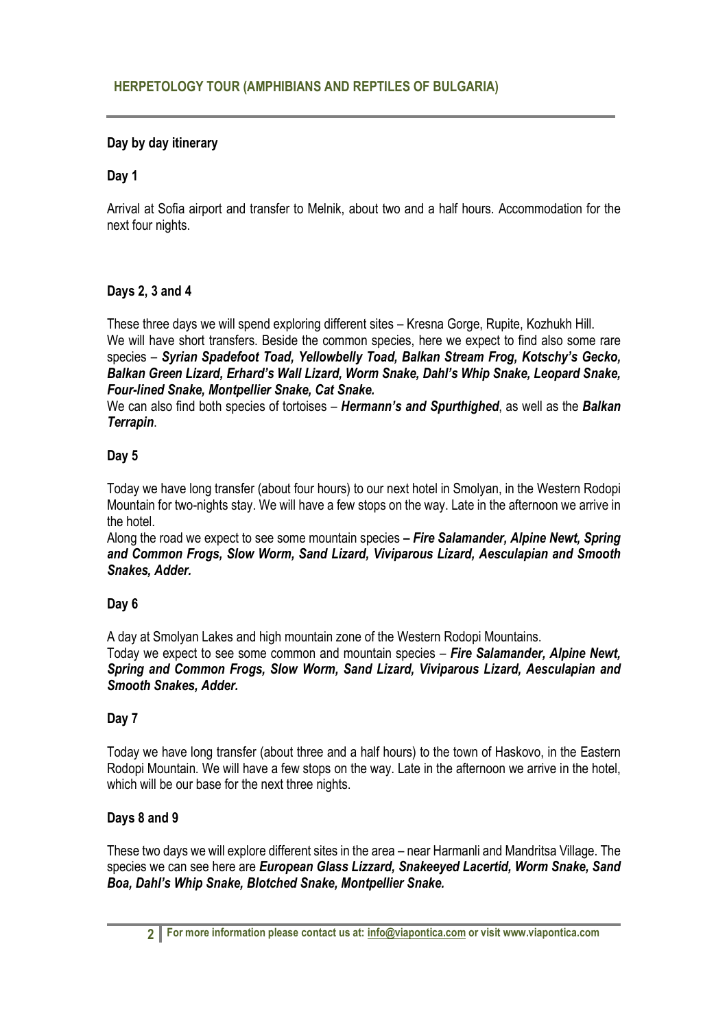## HERPETOLOGY TOUR (AMPHIBIANS AND REPTILES OF BULGARIA)

### Day by day itinerary

### Day 1

Arrival at Sofia airport and transfer to Melnik, about two and a half hours. Accommodation for the next four nights.

### Days 2, 3 and 4

These three days we will spend exploring different sites – Kresna Gorge, Rupite, Kozhukh Hill.
We will have short transfers. Beside the common species, here we expect to find also some rare species – ***Syrian Spadefoot Toad, Yellowbelly Toad, Balkan Stream Frog, Kotschy's Gecko, Balkan Green Lizard, Erhard's Wall Lizard, Worm Snake, Dahl's Whip Snake, Leopard Snake, Four-lined Snake, Montpellier Snake, Cat Snake.***
We can also find both species of tortoises – ***Hermann's and Spurthighed***, as well as the ***Balkan Terrapin***.

### Day 5

Today we have long transfer (about four hours) to our next hotel in Smolyan, in the Western Rodopi Mountain for two-nights stay. We will have a few stops on the way. Late in the afternoon we arrive in the hotel.
Along the road we expect to see some mountain species ***– Fire Salamander, Alpine Newt, Spring and Common Frogs, Slow Worm, Sand Lizard, Viviparous Lizard, Aesculapian and Smooth Snakes, Adder.***

### Day 6

A day at Smolyan Lakes and high mountain zone of the Western Rodopi Mountains.
Today we expect to see some common and mountain species – ***Fire Salamander, Alpine Newt, Spring and Common Frogs, Slow Worm, Sand Lizard, Viviparous Lizard, Aesculapian and Smooth Snakes, Adder.***

### Day 7

Today we have long transfer (about three and a half hours) to the town of Haskovo, in the Eastern Rodopi Mountain. We will have a few stops on the way. Late in the afternoon we arrive in the hotel, which will be our base for the next three nights.

### Days 8 and 9

These two days we will explore different sites in the area – near Harmanli and Mandritsa Village. The species we can see here are ***European Glass Lizzard, Snakeeyed Lacertid, Worm Snake, Sand Boa, Dahl's Whip Snake, Blotched Snake, Montpellier Snake.***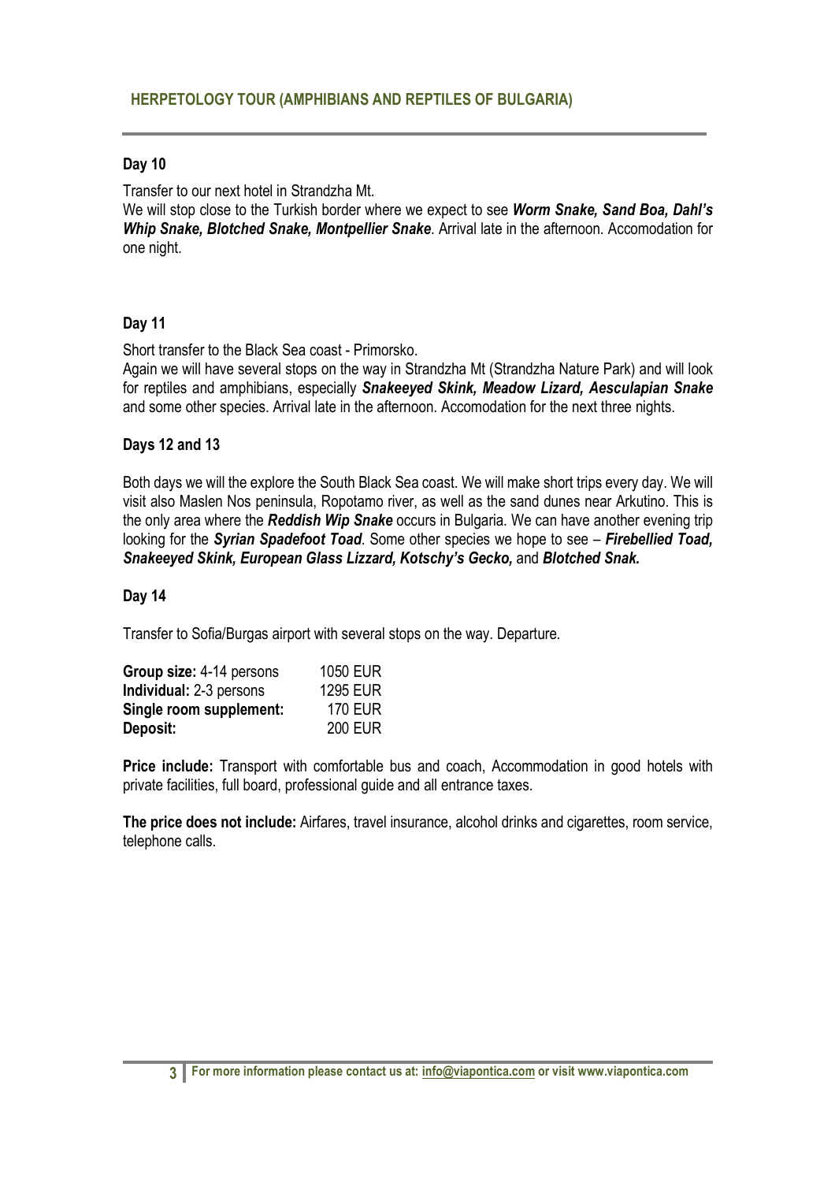## Day 10

Transfer to our next hotel in Strandzha Mt.
We will stop close to the Turkish border where we expect to see ***Worm Snake, Sand Boa, Dahl's Whip Snake, Blotched Snake, Montpellier Snake***. Arrival late in the afternoon. Accomodation for one night.

## Day 11

Short transfer to the Black Sea coast - Primorsko.
Again we will have several stops on the way in Strandzha Mt (Strandzha Nature Park) and will look for reptiles and amphibians, especially ***Snakeeyed Skink, Meadow Lizard, Aesculapian Snake*** and some other species. Arrival late in the afternoon. Accomodation for the next three nights.

## Days 12 and 13

Both days we will the explore the South Black Sea coast. We will make short trips every day. We will visit also Maslen Nos peninsula, Ropotamo river, as well as the sand dunes near Arkutino. This is the only area where the ***Reddish Wip Snake*** occurs in Bulgaria. We can have another evening trip looking for the ***Syrian Spadefoot Toad***. Some other species we hope to see – ***Firebellied Toad, Snakeeyed Skink, European Glass Lizzard, Kotschy's Gecko,*** and ***Blotched Snak.***

## Day 14

Transfer to Sofia/Burgas airport with several stops on the way. Departure.

| | |
|---|---|
| **Group size:** 4-14 persons | 1050 EUR |
| **Individual:** 2-3 persons | 1295 EUR |
| **Single room supplement:** | 170 EUR |
| **Deposit:** | 200 EUR |

**Price include:** Transport with comfortable bus and coach, Accommodation in good hotels with private facilities, full board, professional guide and all entrance taxes.

**The price does not include:** Airfares, travel insurance, alcohol drinks and cigarettes, room service, telephone calls.